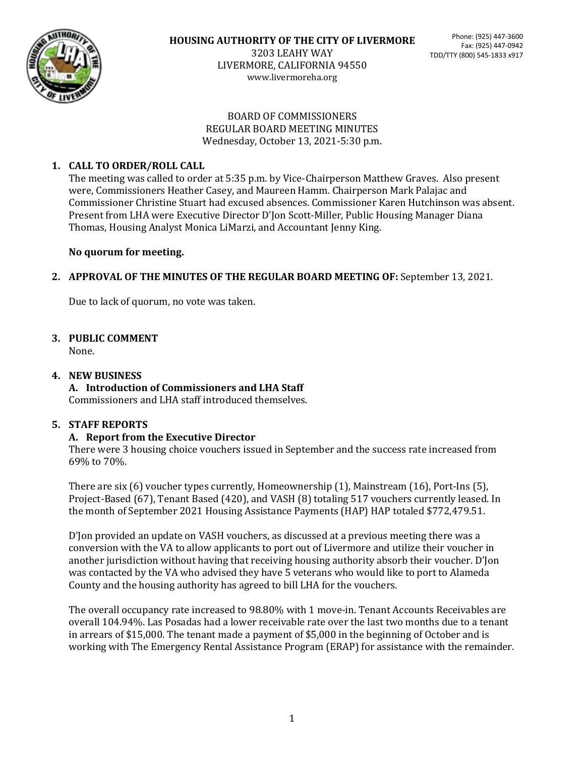**HOUSING AUTHORITY OF THE CITY OF LIVERMORE**
3203 LEAHY WAY
LIVERMORE, CALIFORNIA 94550
www.livermoreha.org

Phone: (925) 447-3600
Fax: (925) 447-0942
TDD/TTY (800) 545-1833 x917

BOARD OF COMMISSIONERS
REGULAR BOARD MEETING MINUTES
Wednesday, October 13, 2021-5:30 p.m.

1. **CALL TO ORDER/ROLL CALL**
   The meeting was called to order at 5:35 p.m. by Vice-Chairperson Matthew Graves. Also present were, Commissioners Heather Casey, and Maureen Hamm. Chairperson Mark Palajac and Commissioner Christine Stuart had excused absences. Commissioner Karen Hutchinson was absent. Present from LHA were Executive Director D'Jon Scott-Miller, Public Housing Manager Diana Thomas, Housing Analyst Monica LiMarzi, and Accountant Jenny King.

   **No quorum for meeting.**

2. **APPROVAL OF THE MINUTES OF THE REGULAR BOARD MEETING OF:** September 13, 2021.

   Due to lack of quorum, no vote was taken.

3. **PUBLIC COMMENT**
   None.

4. **NEW BUSINESS**
   **A. Introduction of Commissioners and LHA Staff**
   Commissioners and LHA staff introduced themselves.

5. **STAFF REPORTS**
   **A. Report from the Executive Director**
   There were 3 housing choice vouchers issued in September and the success rate increased from 69% to 70%.

   There are six (6) voucher types currently, Homeownership (1), Mainstream (16), Port-Ins (5), Project-Based (67), Tenant Based (420), and VASH (8) totaling 517 vouchers currently leased. In the month of September 2021 Housing Assistance Payments (HAP) HAP totaled $772,479.51.

   D'Jon provided an update on VASH vouchers, as discussed at a previous meeting there was a conversion with the VA to allow applicants to port out of Livermore and utilize their voucher in another jurisdiction without having that receiving housing authority absorb their voucher. D'Jon was contacted by the VA who advised they have 5 veterans who would like to port to Alameda County and the housing authority has agreed to bill LHA for the vouchers.

   The overall occupancy rate increased to 98.80% with 1 move-in. Tenant Accounts Receivables are overall 104.94%. Las Posadas had a lower receivable rate over the last two months due to a tenant in arrears of $15,000. The tenant made a payment of $5,000 in the beginning of October and is working with The Emergency Rental Assistance Program (ERAP) for assistance with the remainder.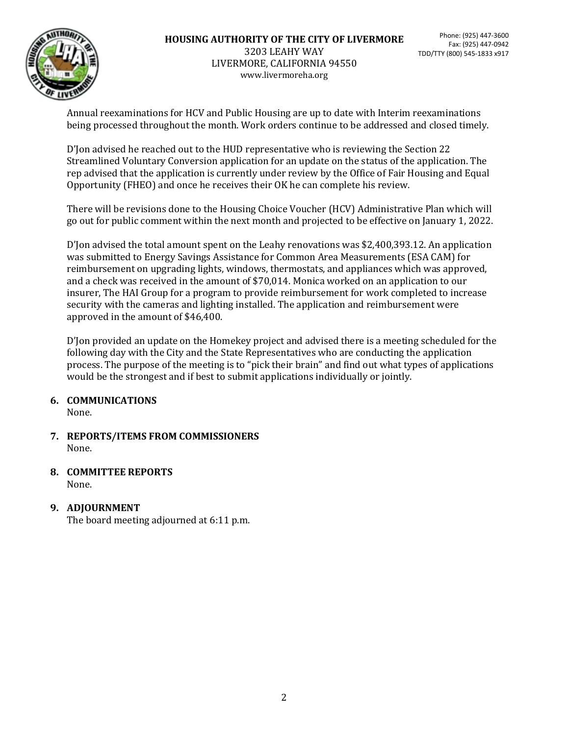Annual reexaminations for HCV and Public Housing are up to date with Interim reexaminations being processed throughout the month. Work orders continue to be addressed and closed timely.

D'Jon advised he reached out to the HUD representative who is reviewing the Section 22 Streamlined Voluntary Conversion application for an update on the status of the application. The rep advised that the application is currently under review by the Office of Fair Housing and Equal Opportunity (FHEO) and once he receives their OK he can complete his review.

There will be revisions done to the Housing Choice Voucher (HCV) Administrative Plan which will go out for public comment within the next month and projected to be effective on January 1, 2022.

D'Jon advised the total amount spent on the Leahy renovations was $2,400,393.12. An application was submitted to Energy Savings Assistance for Common Area Measurements (ESA CAM) for reimbursement on upgrading lights, windows, thermostats, and appliances which was approved, and a check was received in the amount of $70,014. Monica worked on an application to our insurer, The HAI Group for a program to provide reimbursement for work completed to increase security with the cameras and lighting installed. The application and reimbursement were approved in the amount of $46,400.

D'Jon provided an update on the Homekey project and advised there is a meeting scheduled for the following day with the City and the State Representatives who are conducting the application process. The purpose of the meeting is to "pick their brain" and find out what types of applications would be the strongest and if best to submit applications individually or jointly.

**6. COMMUNICATIONS**
None.

**7. REPORTS/ITEMS FROM COMMISSIONERS**
None.

**8. COMMITTEE REPORTS**
None.

**9. ADJOURNMENT**
The board meeting adjourned at 6:11 p.m.